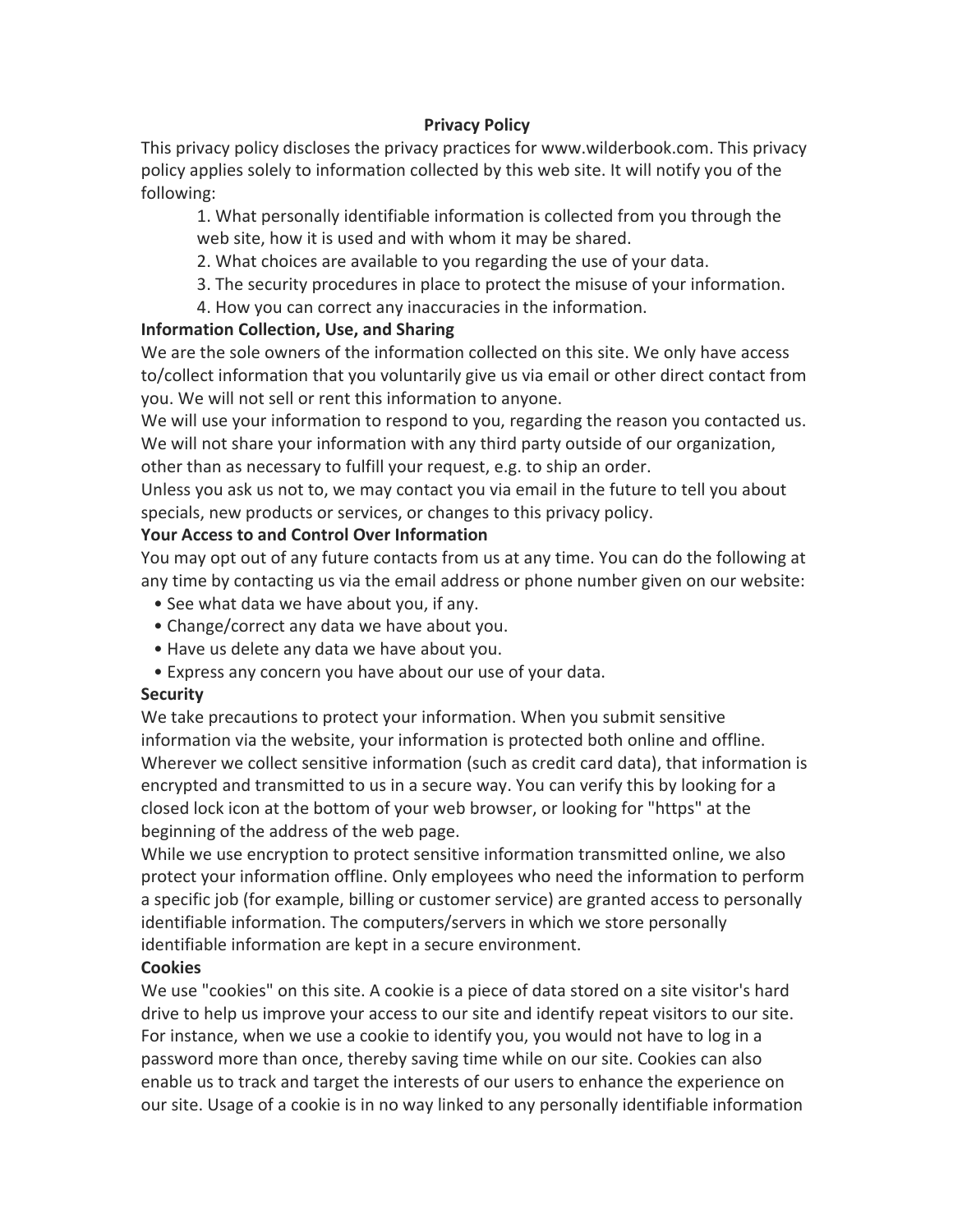# Privacy Policy

This privacy policy discloses the privacy practices for www.wilderbook.com. This privacy policy applies solely to information collected by this web site. It will notify you of the following:

1. What personally identifiable information is collected from you through the web site, how it is used and with whom it may be shared.
2. What choices are available to you regarding the use of your data.
3. The security procedures in place to protect the misuse of your information.
4. How you can correct any inaccuracies in the information.

**Information Collection, Use, and Sharing**

We are the sole owners of the information collected on this site. We only have access to/collect information that you voluntarily give us via email or other direct contact from you. We will not sell or rent this information to anyone.

We will use your information to respond to you, regarding the reason you contacted us. We will not share your information with any third party outside of our organization, other than as necessary to fulfill your request, e.g. to ship an order.

Unless you ask us not to, we may contact you via email in the future to tell you about specials, new products or services, or changes to this privacy policy.

**Your Access to and Control Over Information**

You may opt out of any future contacts from us at any time. You can do the following at any time by contacting us via the email address or phone number given on our website:

- See what data we have about you, if any.
- Change/correct any data we have about you.
- Have us delete any data we have about you.
- Express any concern you have about our use of your data.

**Security**

We take precautions to protect your information. When you submit sensitive information via the website, your information is protected both online and offline. Wherever we collect sensitive information (such as credit card data), that information is encrypted and transmitted to us in a secure way. You can verify this by looking for a closed lock icon at the bottom of your web browser, or looking for "https" at the beginning of the address of the web page.

While we use encryption to protect sensitive information transmitted online, we also protect your information offline. Only employees who need the information to perform a specific job (for example, billing or customer service) are granted access to personally identifiable information. The computers/servers in which we store personally identifiable information are kept in a secure environment.

**Cookies**

We use "cookies" on this site. A cookie is a piece of data stored on a site visitor's hard drive to help us improve your access to our site and identify repeat visitors to our site. For instance, when we use a cookie to identify you, you would not have to log in a password more than once, thereby saving time while on our site. Cookies can also enable us to track and target the interests of our users to enhance the experience on our site. Usage of a cookie is in no way linked to any personally identifiable information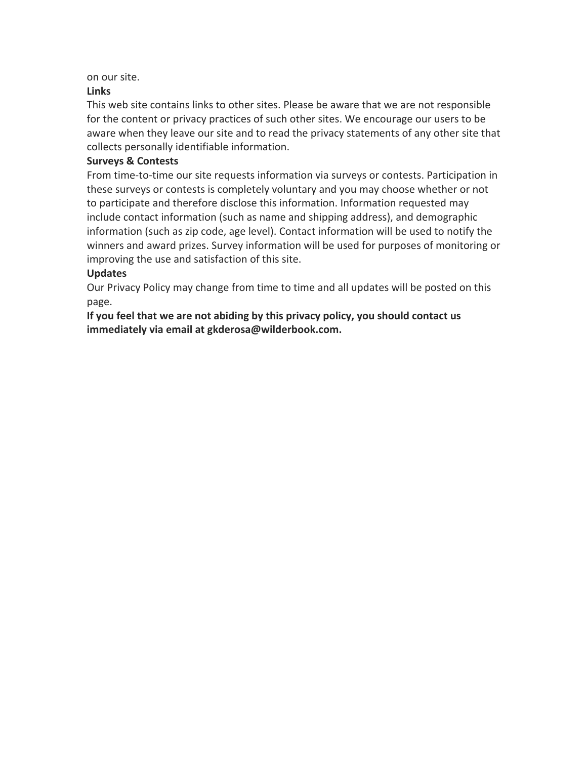on our site.

**Links**

This web site contains links to other sites. Please be aware that we are not responsible for the content or privacy practices of such other sites. We encourage our users to be aware when they leave our site and to read the privacy statements of any other site that collects personally identifiable information.

**Surveys & Contests**

From time-to-time our site requests information via surveys or contests. Participation in these surveys or contests is completely voluntary and you may choose whether or not to participate and therefore disclose this information. Information requested may include contact information (such as name and shipping address), and demographic information (such as zip code, age level). Contact information will be used to notify the winners and award prizes. Survey information will be used for purposes of monitoring or improving the use and satisfaction of this site.

**Updates**

Our Privacy Policy may change from time to time and all updates will be posted on this page.

**If you feel that we are not abiding by this privacy policy, you should contact us immediately via email at gkderosa@wilderbook.com.**